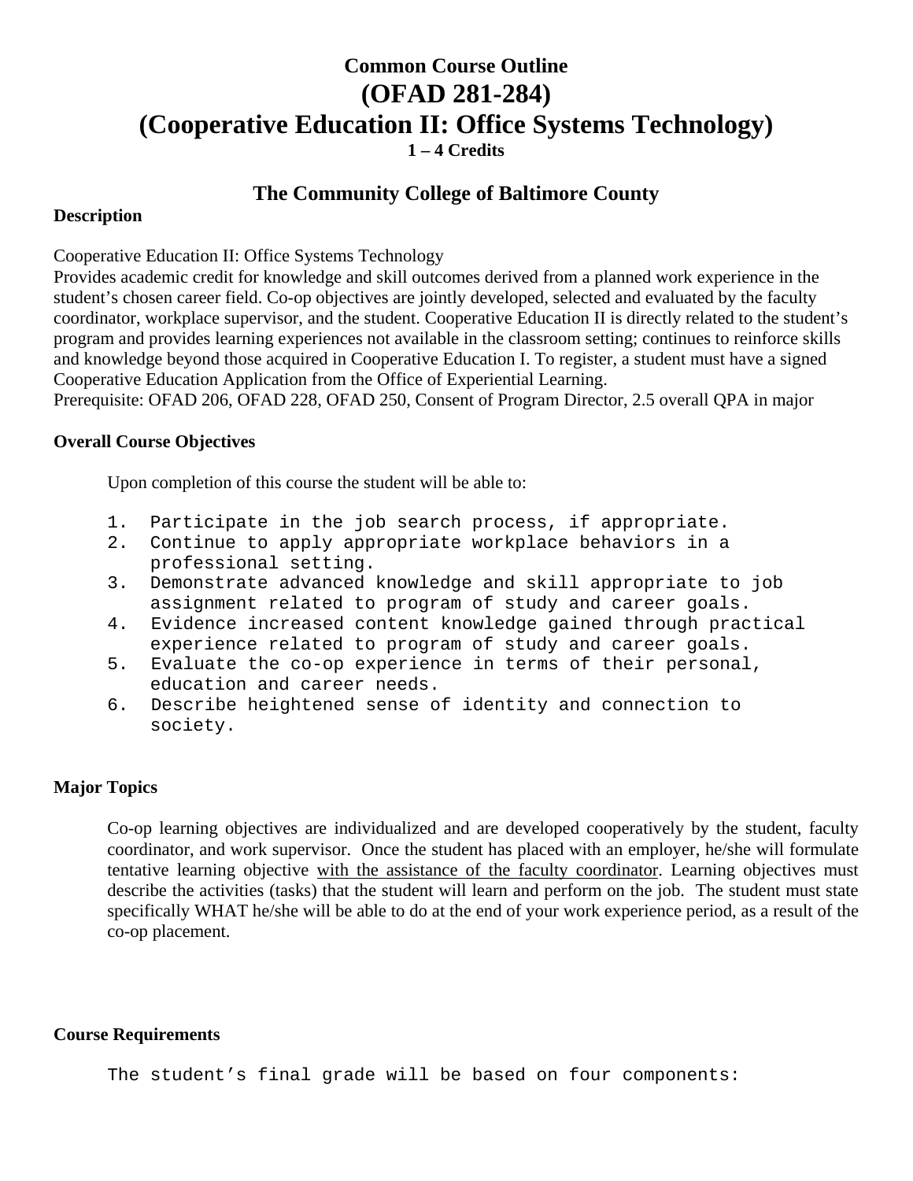# Common Course Outline
# (OFAD 281-284)
# (Cooperative Education II: Office Systems Technology)
**1 – 4 Credits**

## The Community College of Baltimore County

### Description

Cooperative Education II: Office Systems Technology
Provides academic credit for knowledge and skill outcomes derived from a planned work experience in the student's chosen career field. Co-op objectives are jointly developed, selected and evaluated by the faculty coordinator, workplace supervisor, and the student. Cooperative Education II is directly related to the student's program and provides learning experiences not available in the classroom setting; continues to reinforce skills and knowledge beyond those acquired in Cooperative Education I. To register, a student must have a signed Cooperative Education Application from the Office of Experiential Learning.
Prerequisite: OFAD 206, OFAD 228, OFAD 250, Consent of Program Director, 2.5 overall QPA in major

### Overall Course Objectives

Upon completion of this course the student will be able to:

1. Participate in the job search process, if appropriate.
2. Continue to apply appropriate workplace behaviors in a professional setting.
3. Demonstrate advanced knowledge and skill appropriate to job assignment related to program of study and career goals.
4. Evidence increased content knowledge gained through practical experience related to program of study and career goals.
5. Evaluate the co-op experience in terms of their personal, education and career needs.
6. Describe heightened sense of identity and connection to society.

### Major Topics

Co-op learning objectives are individualized and are developed cooperatively by the student, faculty coordinator, and work supervisor. Once the student has placed with an employer, he/she will formulate tentative learning objective with the assistance of the faculty coordinator. Learning objectives must describe the activities (tasks) that the student will learn and perform on the job. The student must state specifically WHAT he/she will be able to do at the end of your work experience period, as a result of the co-op placement.

### Course Requirements

The student's final grade will be based on four components: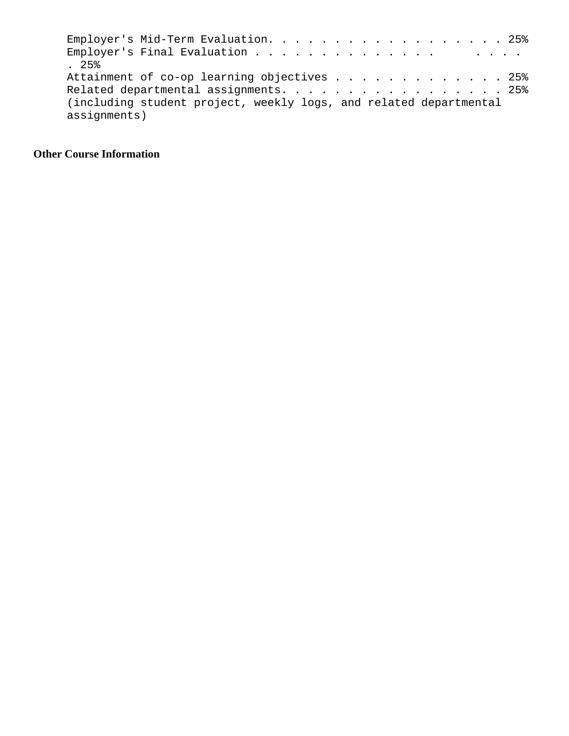```
Employer's Mid-Term Evaluation. . . . . . . . . . . . . . . . . . 25%
Employer's Final Evaluation . . . . . . . . . . . . . . .     . . . .
. 25%
Attainment of co-op learning objectives . . . . . . . . . . . . . 25%
Related departmental assignments. . . . . . . . . . . . . . . . . 25%
(including student project, weekly logs, and related departmental
assignments)
```

**Other Course Information**